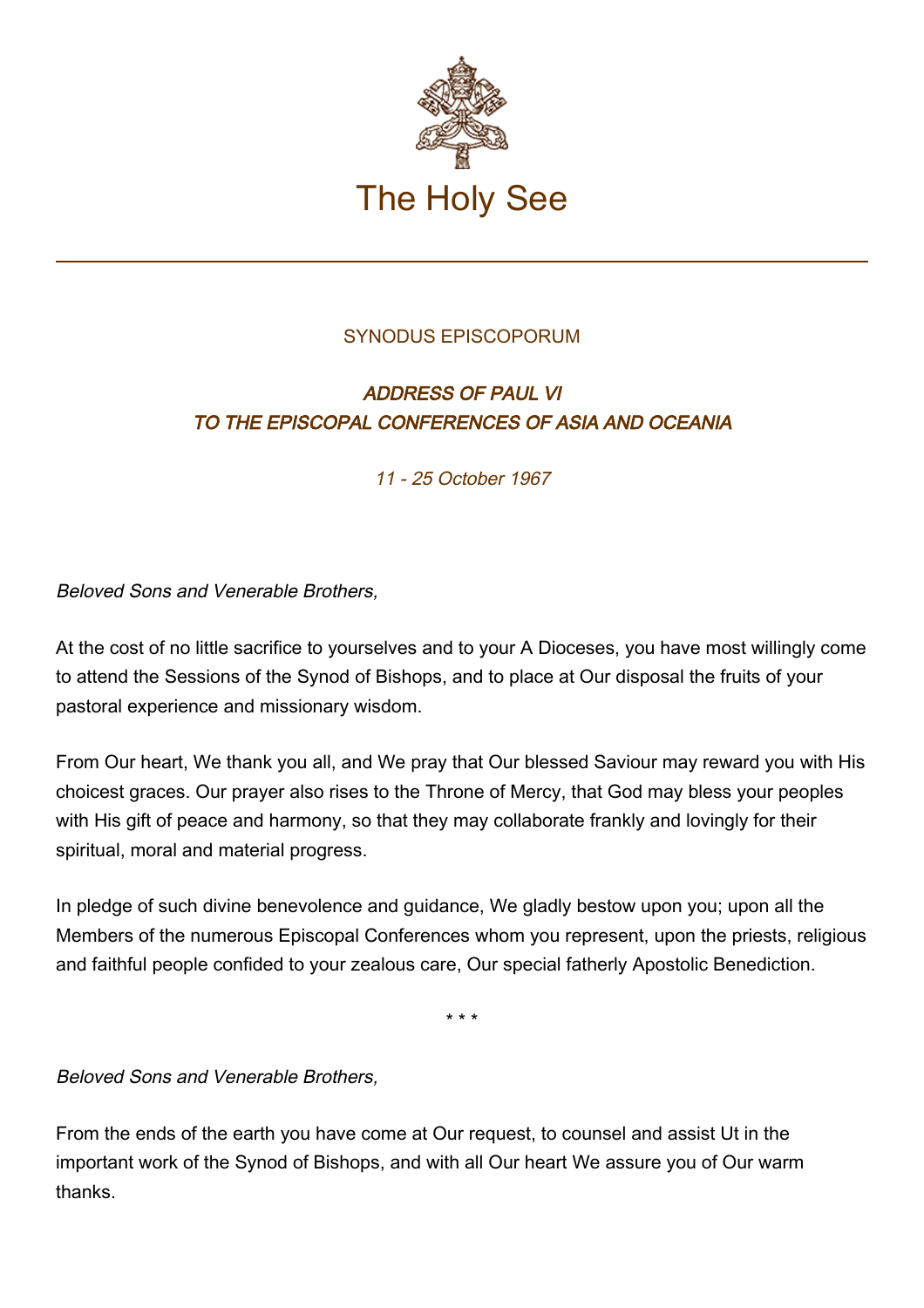The Holy See

SYNODUS EPISCOPORUM

## *ADDRESS OF PAUL VI TO THE EPISCOPAL CONFERENCES OF ASIA AND OCEANIA*

*11 - 25 October 1967*

*Beloved Sons and Venerable Brothers,*

At the cost of no little sacrifice to yourselves and to your A Dioceses, you have most willingly come to attend the Sessions of the Synod of Bishops, and to place at Our disposal the fruits of your pastoral experience and missionary wisdom.

From Our heart, We thank you all, and We pray that Our blessed Saviour may reward you with His choicest graces. Our prayer also rises to the Throne of Mercy, that God may bless your peoples with His gift of peace and harmony, so that they may collaborate frankly and lovingly for their spiritual, moral and material progress.

In pledge of such divine benevolence and guidance, We gladly bestow upon you; upon all the Members of the numerous Episcopal Conferences whom you represent, upon the priests, religious and faithful people confided to your zealous care, Our special fatherly Apostolic Benediction.

\* \* \*

*Beloved Sons and Venerable Brothers,*

From the ends of the earth you have come at Our request, to counsel and assist Ut in the important work of the Synod of Bishops, and with all Our heart We assure you of Our warm thanks.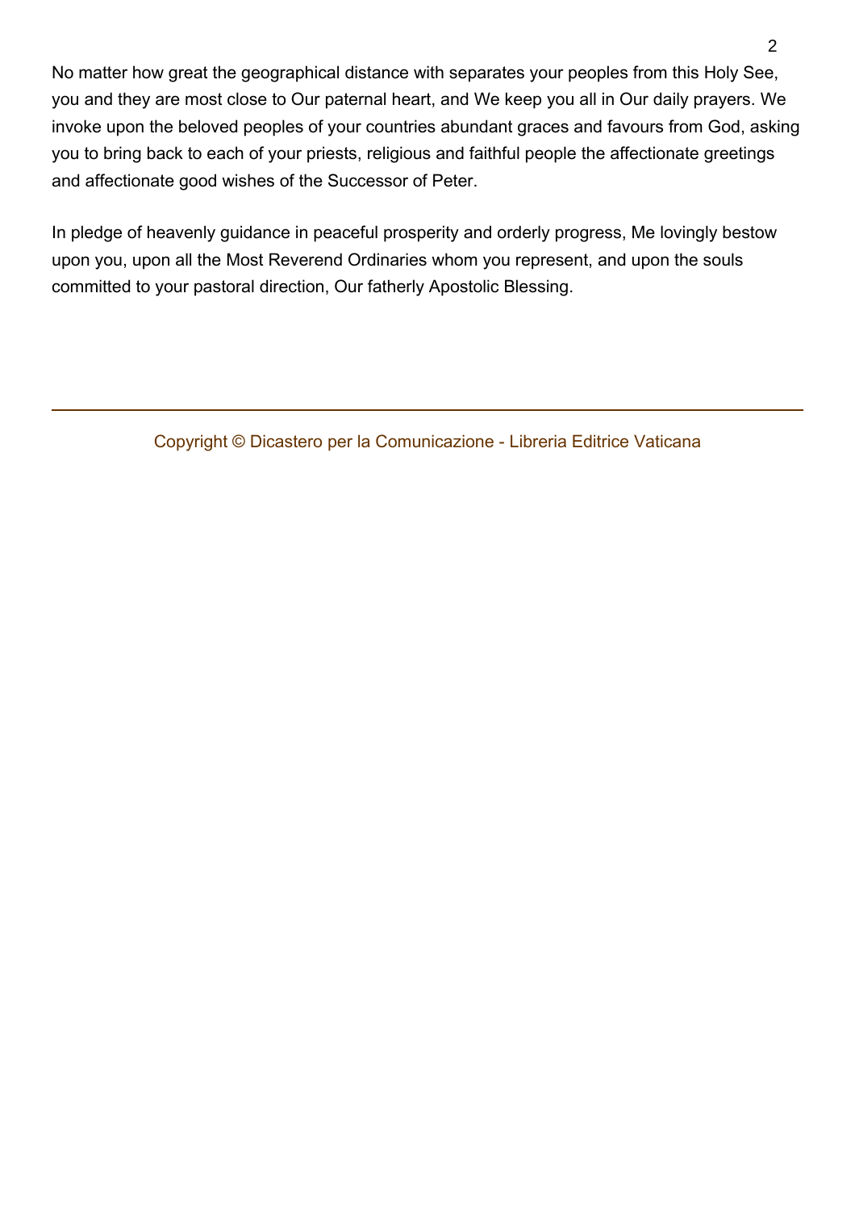No matter how great the geographical distance with separates your peoples from this Holy See, you and they are most close to Our paternal heart, and We keep you all in Our daily prayers. We invoke upon the beloved peoples of your countries abundant graces and favours from God, asking you to bring back to each of your priests, religious and faithful people the affectionate greetings and affectionate good wishes of the Successor of Peter.

In pledge of heavenly guidance in peaceful prosperity and orderly progress, Me lovingly bestow upon you, upon all the Most Reverend Ordinaries whom you represent, and upon the souls committed to your pastoral direction, Our fatherly Apostolic Blessing.

---

Copyright © Dicastero per la Comunicazione - Libreria Editrice Vaticana